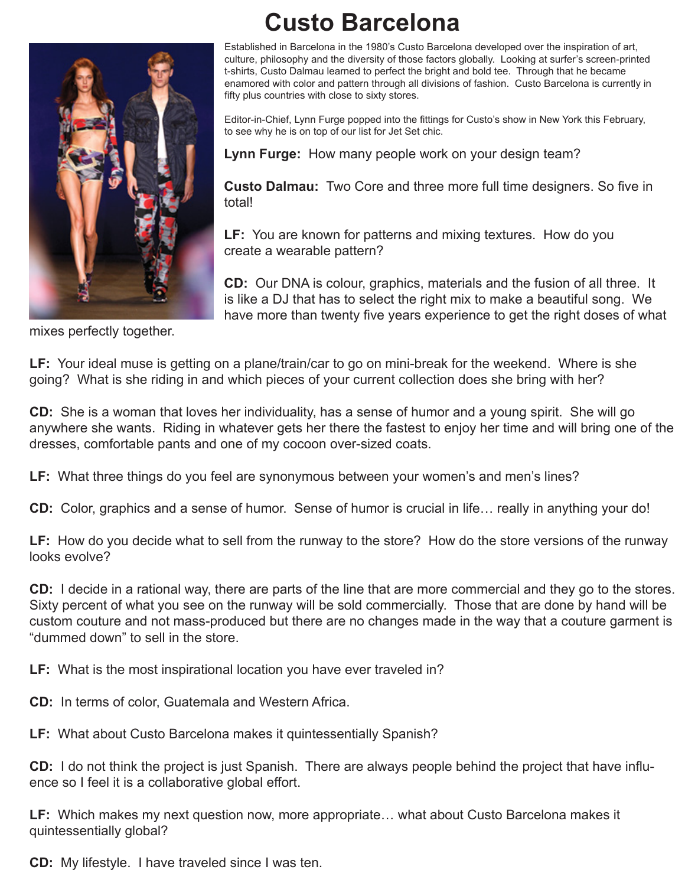# Custo Barcelona

Established in Barcelona in the 1980's Custo Barcelona developed over the inspiration of art, culture, philosophy and the diversity of those factors globally. Looking at surfer's screen-printed t-shirts, Custo Dalmau learned to perfect the bright and bold tee. Through that he became enamored with color and pattern through all divisions of fashion. Custo Barcelona is currently in fifty plus countries with close to sixty stores.

Editor-in-Chief, Lynn Furge popped into the fittings for Custo's show in New York this February, to see why he is on top of our list for Jet Set chic.

**Lynn Furge:** How many people work on your design team?

**Custo Dalmau:** Two Core and three more full time designers. So five in total!

**LF:** You are known for patterns and mixing textures. How do you create a wearable pattern?

**CD:** Our DNA is colour, graphics, materials and the fusion of all three. It is like a DJ that has to select the right mix to make a beautiful song. We have more than twenty five years experience to get the right doses of what mixes perfectly together.

**LF:** Your ideal muse is getting on a plane/train/car to go on mini-break for the weekend. Where is she going? What is she riding in and which pieces of your current collection does she bring with her?

**CD:** She is a woman that loves her individuality, has a sense of humor and a young spirit. She will go anywhere she wants. Riding in whatever gets her there the fastest to enjoy her time and will bring one of the dresses, comfortable pants and one of my cocoon over-sized coats.

**LF:** What three things do you feel are synonymous between your women's and men's lines?

**CD:** Color, graphics and a sense of humor. Sense of humor is crucial in life… really in anything your do!

**LF:** How do you decide what to sell from the runway to the store? How do the store versions of the runway looks evolve?

**CD:** I decide in a rational way, there are parts of the line that are more commercial and they go to the stores. Sixty percent of what you see on the runway will be sold commercially. Those that are done by hand will be custom couture and not mass-produced but there are no changes made in the way that a couture garment is "dummed down" to sell in the store.

**LF:** What is the most inspirational location you have ever traveled in?

**CD:** In terms of color, Guatemala and Western Africa.

**LF:** What about Custo Barcelona makes it quintessentially Spanish?

**CD:** I do not think the project is just Spanish. There are always people behind the project that have influence so I feel it is a collaborative global effort.

**LF:** Which makes my next question now, more appropriate… what about Custo Barcelona makes it quintessentially global?

**CD:** My lifestyle. I have traveled since I was ten.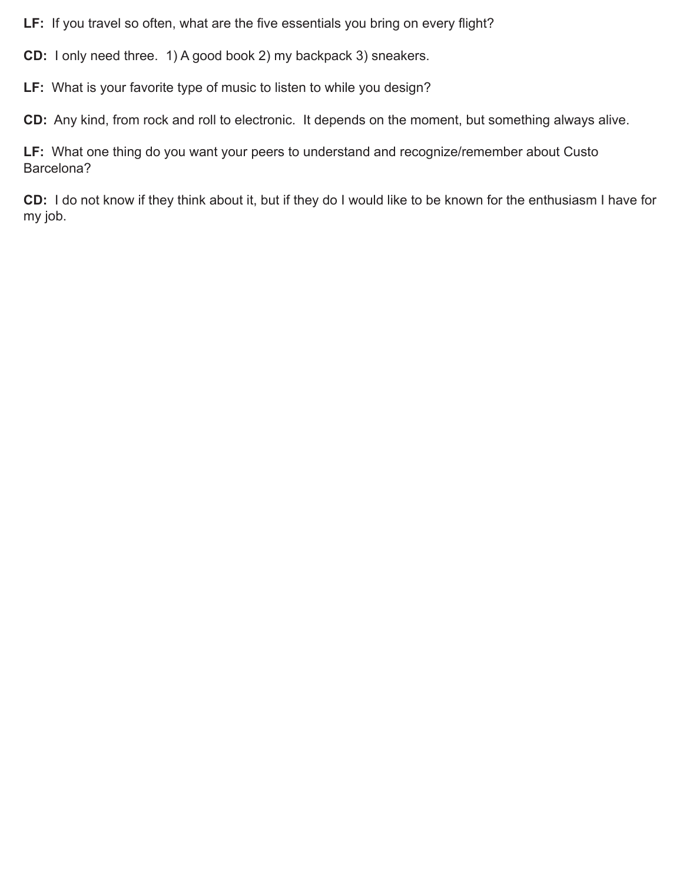**LF:** If you travel so often, what are the five essentials you bring on every flight?

**CD:** I only need three. 1) A good book 2) my backpack 3) sneakers.

**LF:** What is your favorite type of music to listen to while you design?

**CD:** Any kind, from rock and roll to electronic. It depends on the moment, but something always alive.

**LF:** What one thing do you want your peers to understand and recognize/remember about Custo Barcelona?

**CD:** I do not know if they think about it, but if they do I would like to be known for the enthusiasm I have for my job.